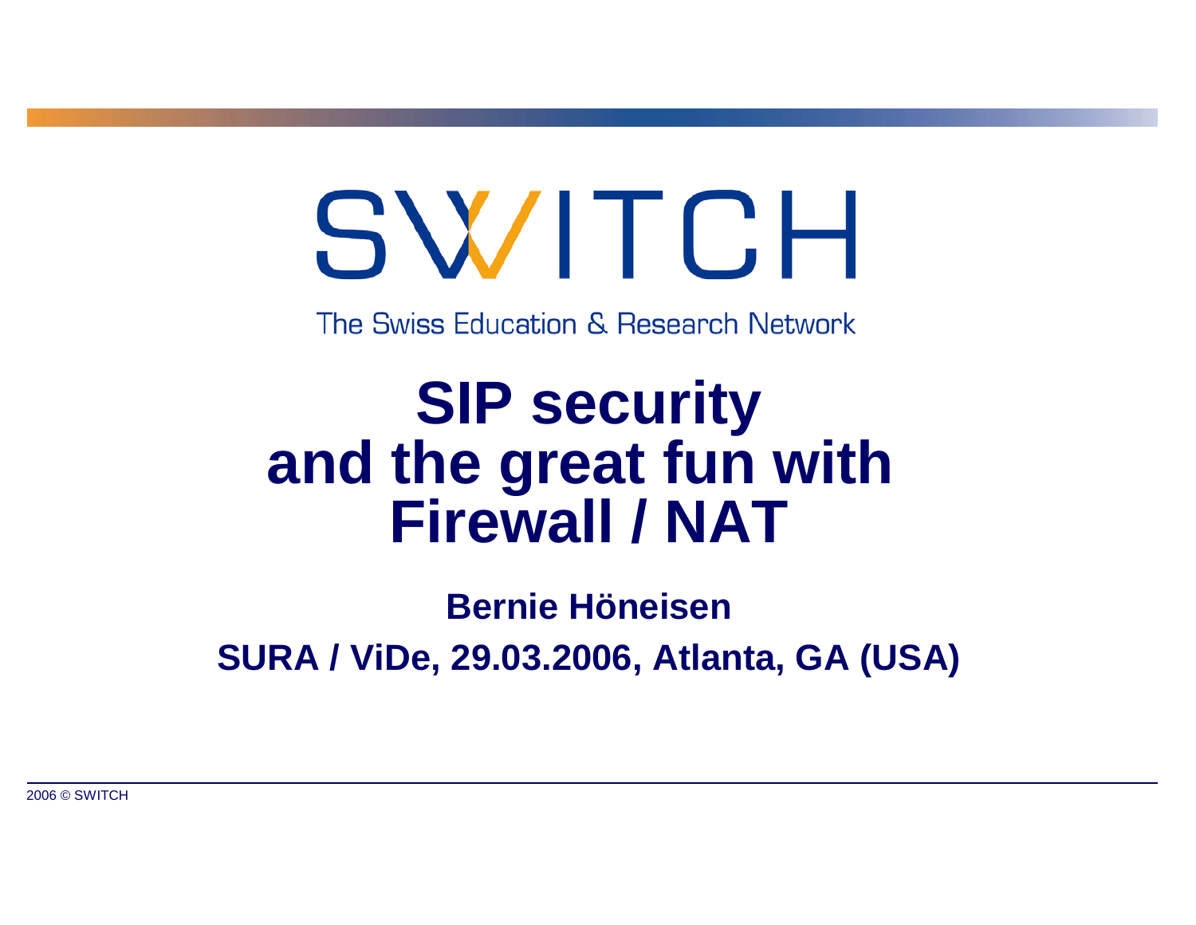SWITCH

The Swiss Education & Research Network

# SIP security and the great fun with Firewall / NAT

**Bernie Höneisen**

**SURA / ViDe, 29.03.2006, Atlanta, GA (USA)**

2006 © SWITCH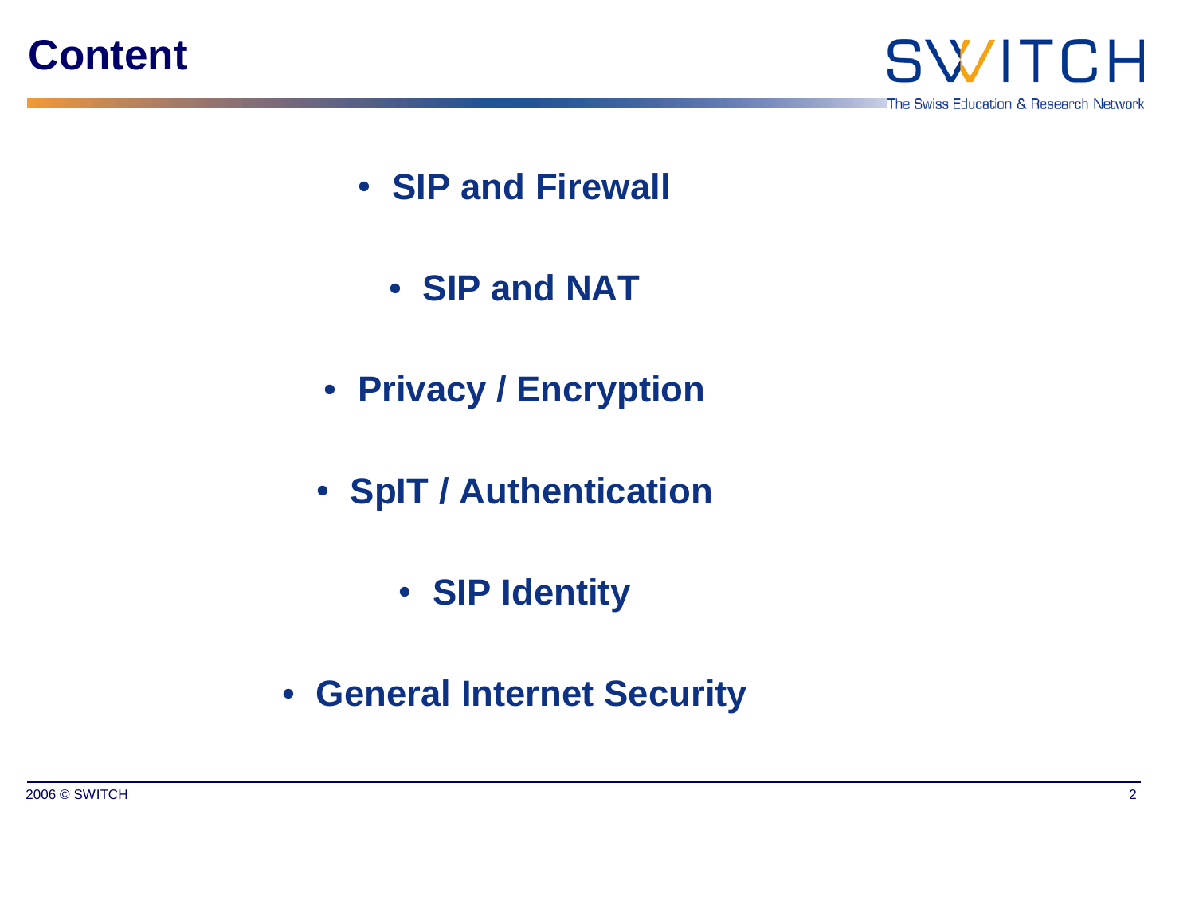# Content

- SIP and Firewall
- SIP and NAT
- Privacy / Encryption
- SpIT / Authentication
- SIP Identity
- General Internet Security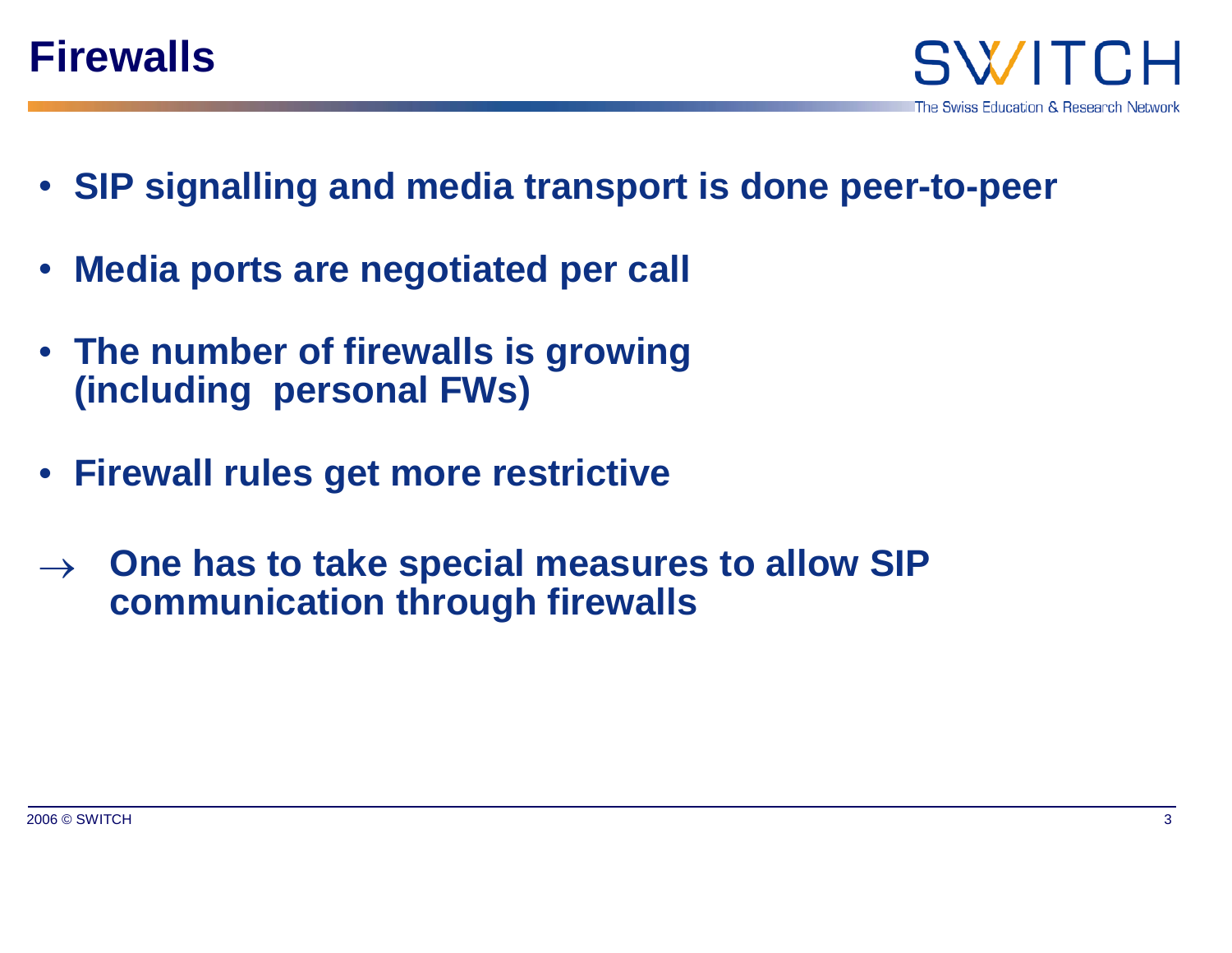# Firewalls

- SIP signalling and media transport is done peer-to-peer
- Media ports are negotiated per call
- The number of firewalls is growing (including personal FWs)
- Firewall rules get more restrictive

→ One has to take special measures to allow SIP communication through firewalls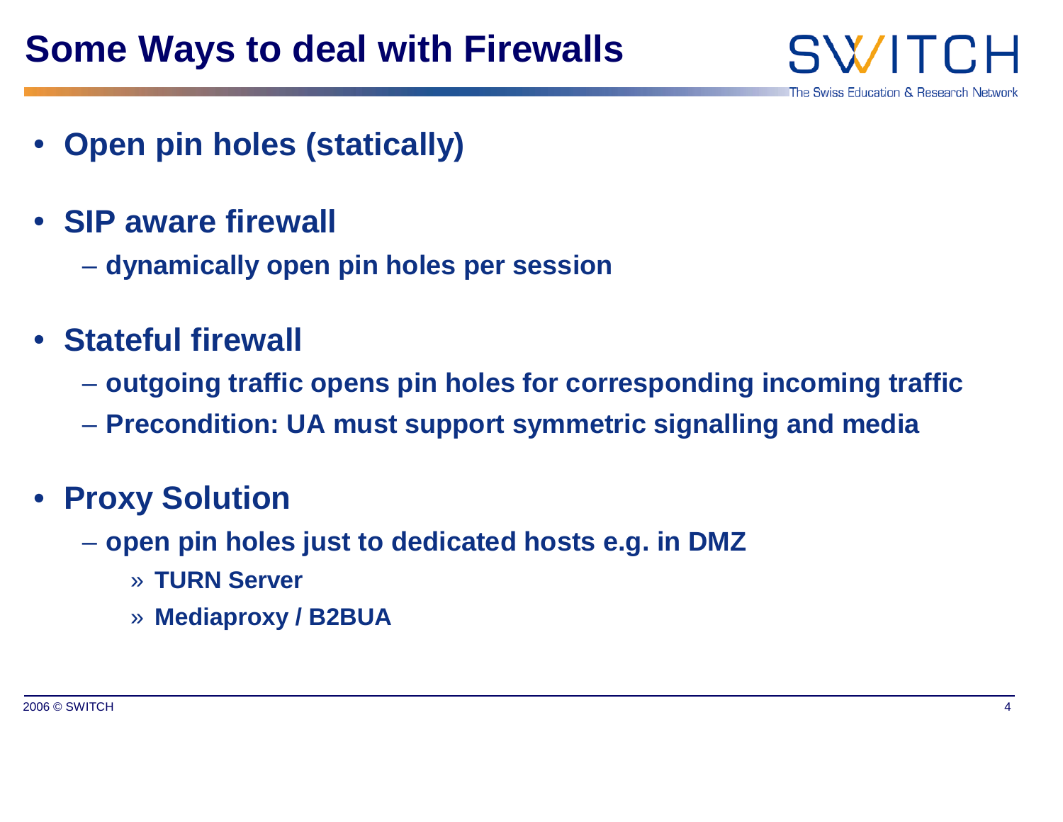# Some Ways to deal with Firewalls

- **Open pin holes (statically)**
- **SIP aware firewall**
  - **dynamically open pin holes per session**
- **Stateful firewall**
  - **outgoing traffic opens pin holes for corresponding incoming traffic**
  - **Precondition: UA must support symmetric signalling and media**
- **Proxy Solution**
  - **open pin holes just to dedicated hosts e.g. in DMZ**
    - **TURN Server**
    - **Mediaproxy / B2BUA**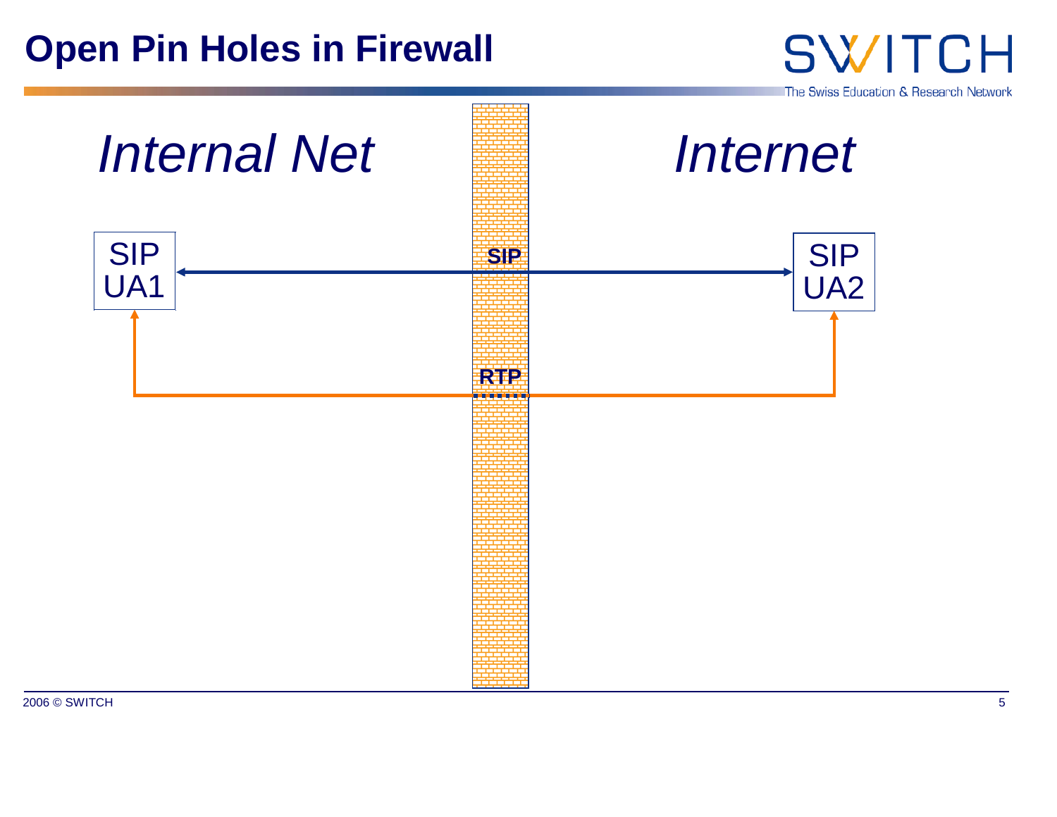# Open Pin Holes in Firewall

*Internal Net*

*Internet*

SIP UA1

SIP UA2

**SIP**

**RTP**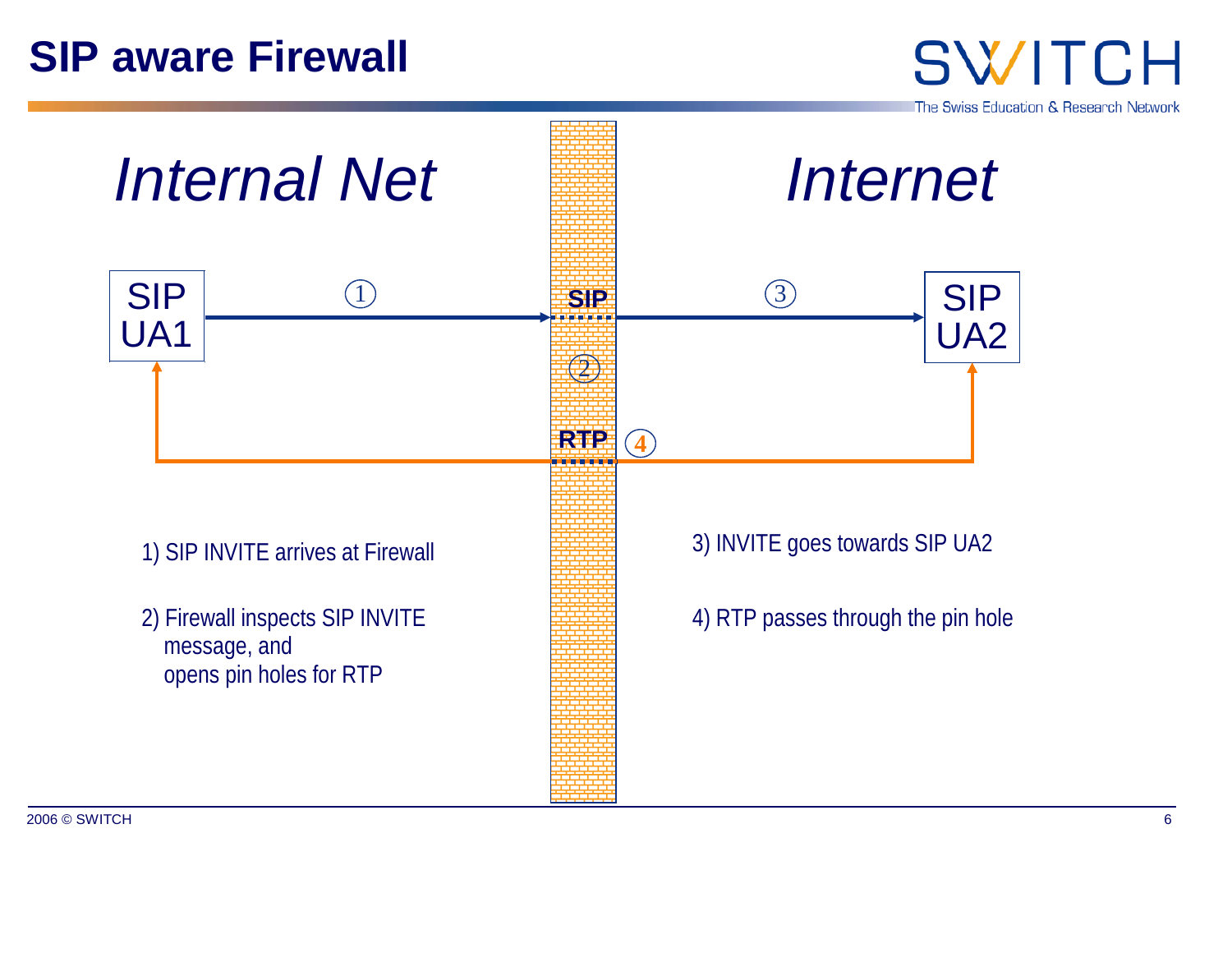# SIP aware Firewall

*Internal Net*

*Internet*

SIP UA1

SIP UA2

SIP

RTP

1) SIP INVITE arrives at Firewall

2) Firewall inspects SIP INVITE message, and opens pin holes for RTP

3) INVITE goes towards SIP UA2

4) RTP passes through the pin hole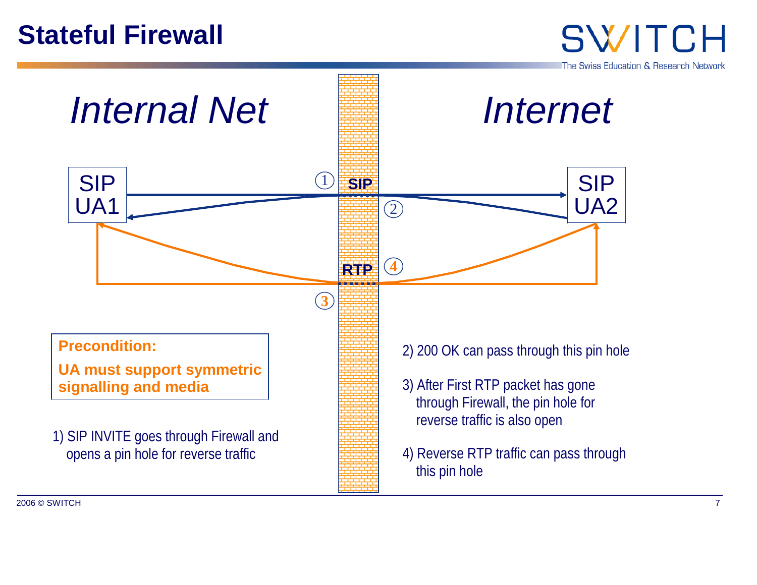# Stateful Firewall

*Internal Net*

*Internet*

SIP UA1

SIP UA2

① SIP ②

RTP ④ ③

**Precondition:**

**UA must support symmetric signalling and media**

1) SIP INVITE goes through Firewall and opens a pin hole for reverse traffic

2) 200 OK can pass through this pin hole

3) After First RTP packet has gone through Firewall, the pin hole for reverse traffic is also open

4) Reverse RTP traffic can pass through this pin hole

2006 © SWITCH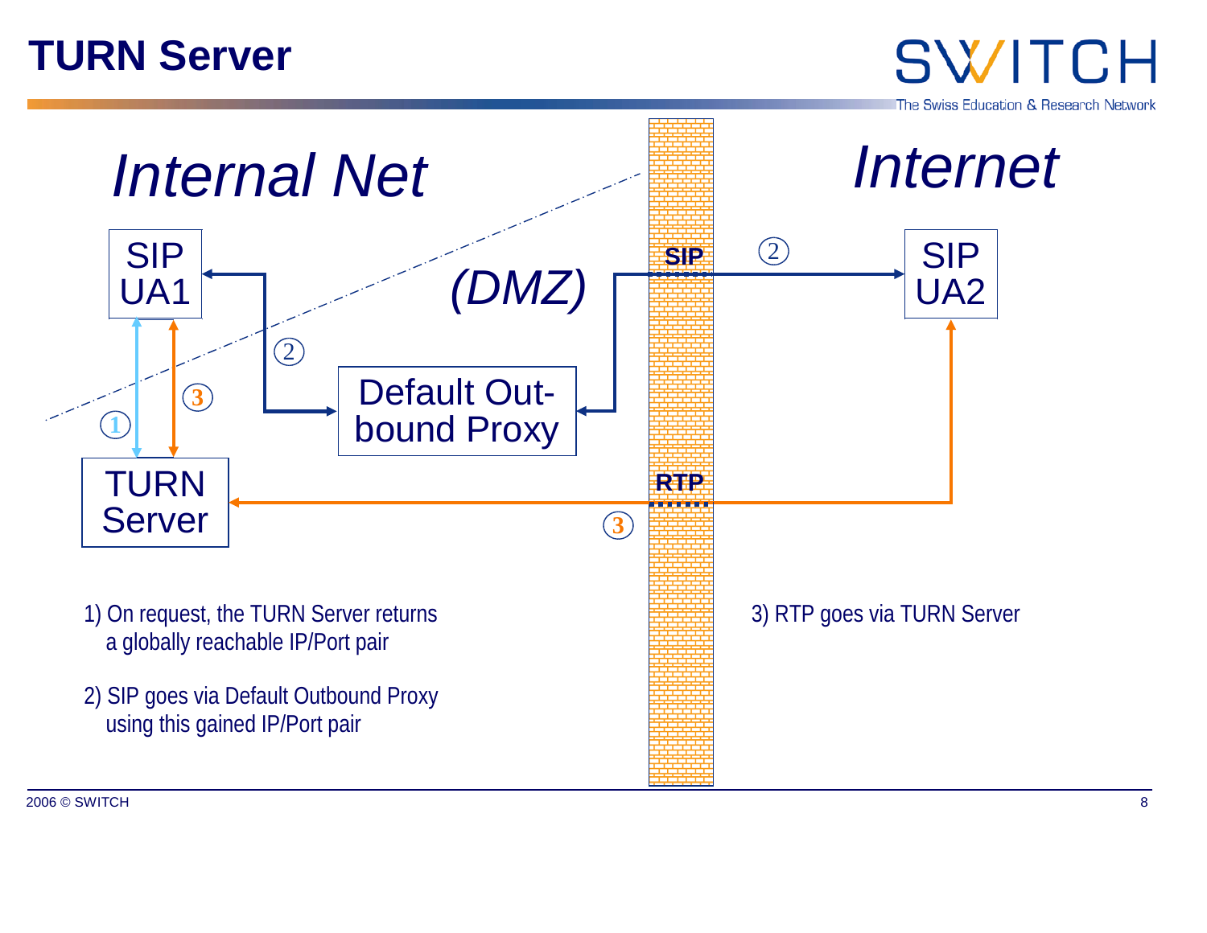# TURN Server

*Internal Net*

*Internet*

*(DMZ)*

SIP UA1

TURN Server

Default Out-bound Proxy

SIP UA2

SIP

RTP

1) On request, the TURN Server returns a globally reachable IP/Port pair

2) SIP goes via Default Outbound Proxy using this gained IP/Port pair

3) RTP goes via TURN Server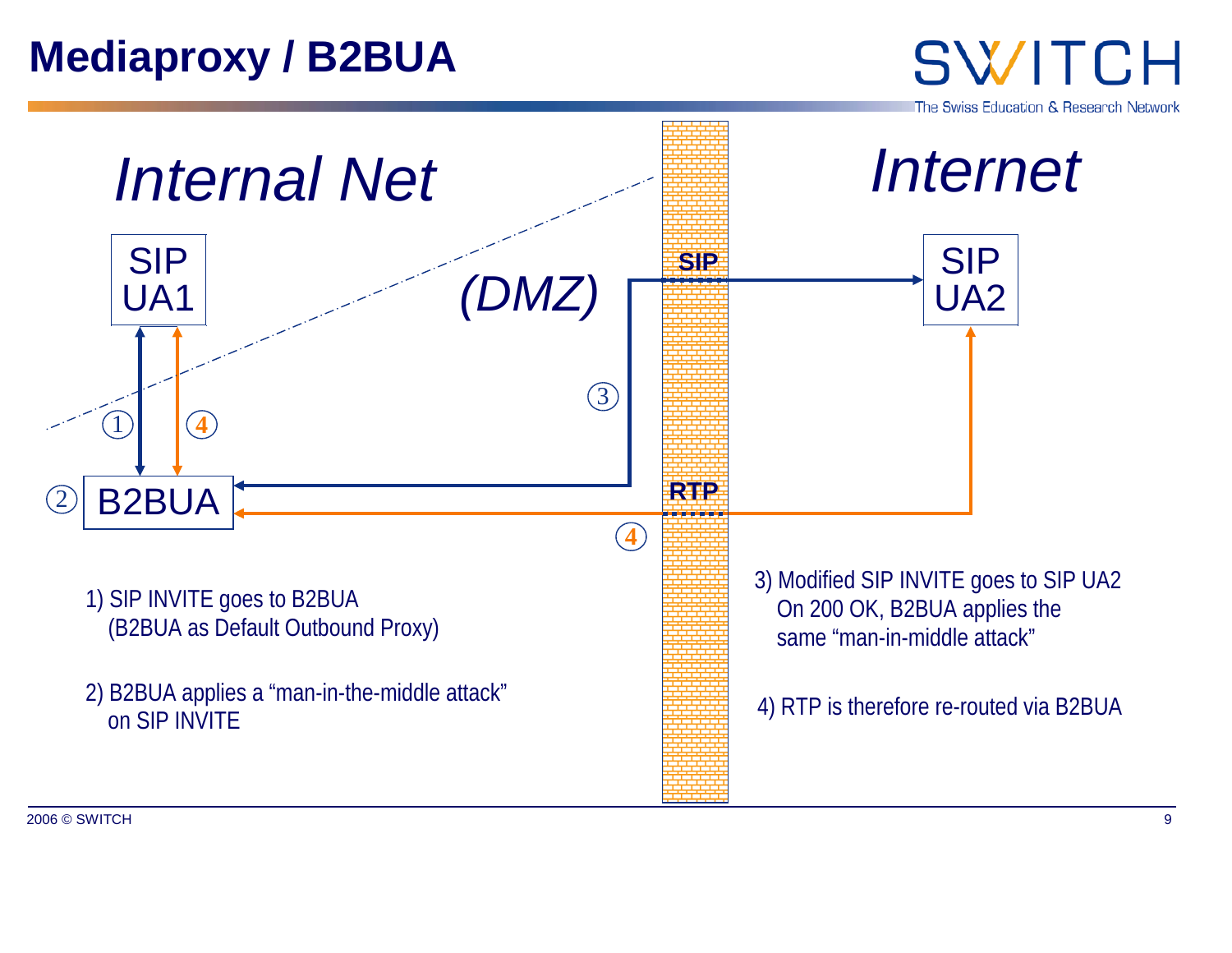# Mediaproxy / B2BUA

*Internal Net*

*(DMZ)*

*Internet*

SIP UA1

B2BUA

SIP UA2

SIP

RTP

1) SIP INVITE goes to B2BUA
   (B2BUA as Default Outbound Proxy)

2) B2BUA applies a “man-in-the-middle attack” on SIP INVITE

3) Modified SIP INVITE goes to SIP UA2
   On 200 OK, B2BUA applies the same “man-in-middle attack”

4) RTP is therefore re-routed via B2BUA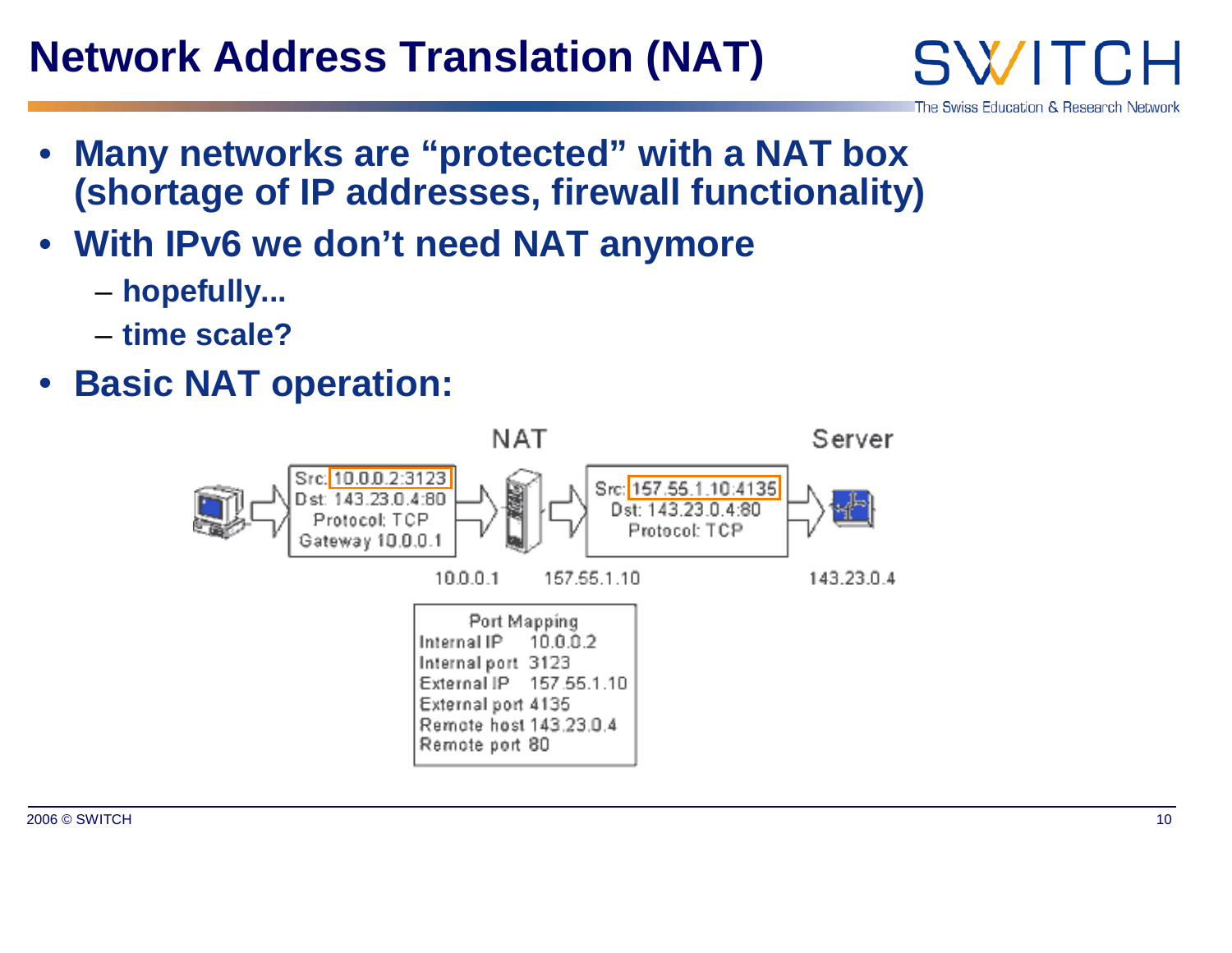# Network Address Translation (NAT)

- **Many networks are "protected" with a NAT box (shortage of IP addresses, firewall functionality)**
- **With IPv6 we don't need NAT anymore**
  - **hopefully...**
  - **time scale?**
- **Basic NAT operation:**

NAT | Server

Src: 10.0.0.2:3123
Dst: 143.23.0.4:80
Protocol: TCP
Gateway 10.0.0.1

Src: 157.55.1.10:4135
Dst: 143.23.0.4:80
Protocol: TCP

10.0.0.1 | 157.55.1.10 | 143.23.0.4

| Port Mapping | |
|---|---|
| Internal IP | 10.0.0.2 |
| Internal port | 3123 |
| External IP | 157.55.1.10 |
| External port | 4135 |
| Remote host | 143.23.0.4 |
| Remote port | 80 |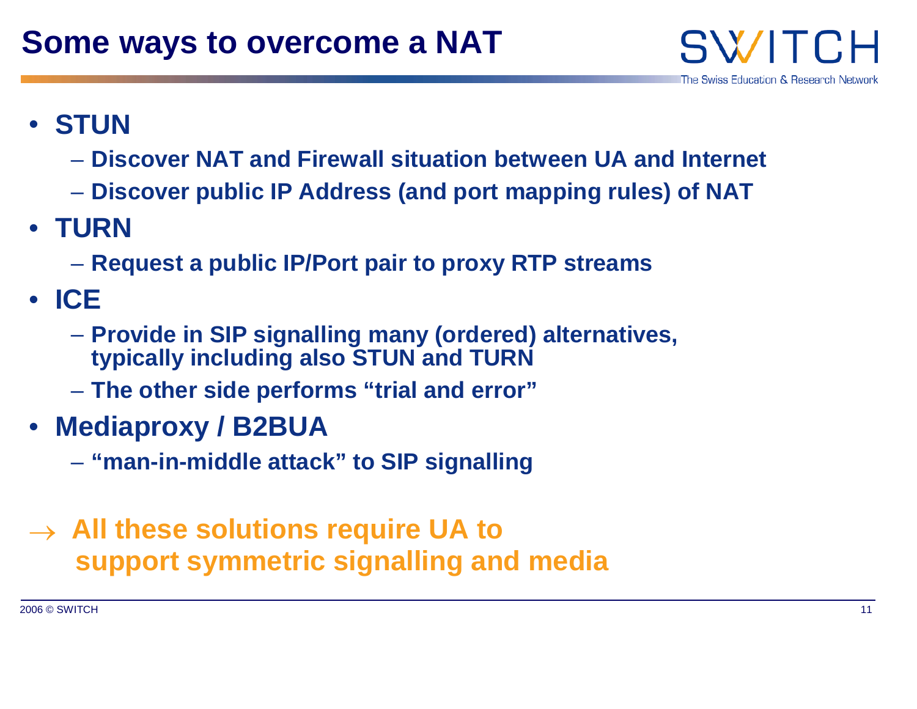# Some ways to overcome a NAT

- **STUN**
  - **Discover NAT and Firewall situation between UA and Internet**
  - **Discover public IP Address (and port mapping rules) of NAT**
- **TURN**
  - **Request a public IP/Port pair to proxy RTP streams**
- **ICE**
  - **Provide in SIP signalling many (ordered) alternatives, typically including also STUN and TURN**
  - **The other side performs "trial and error"**
- **Mediaproxy / B2BUA**
  - **"man-in-middle attack" to SIP signalling**

→ **All these solutions require UA to support symmetric signalling and media**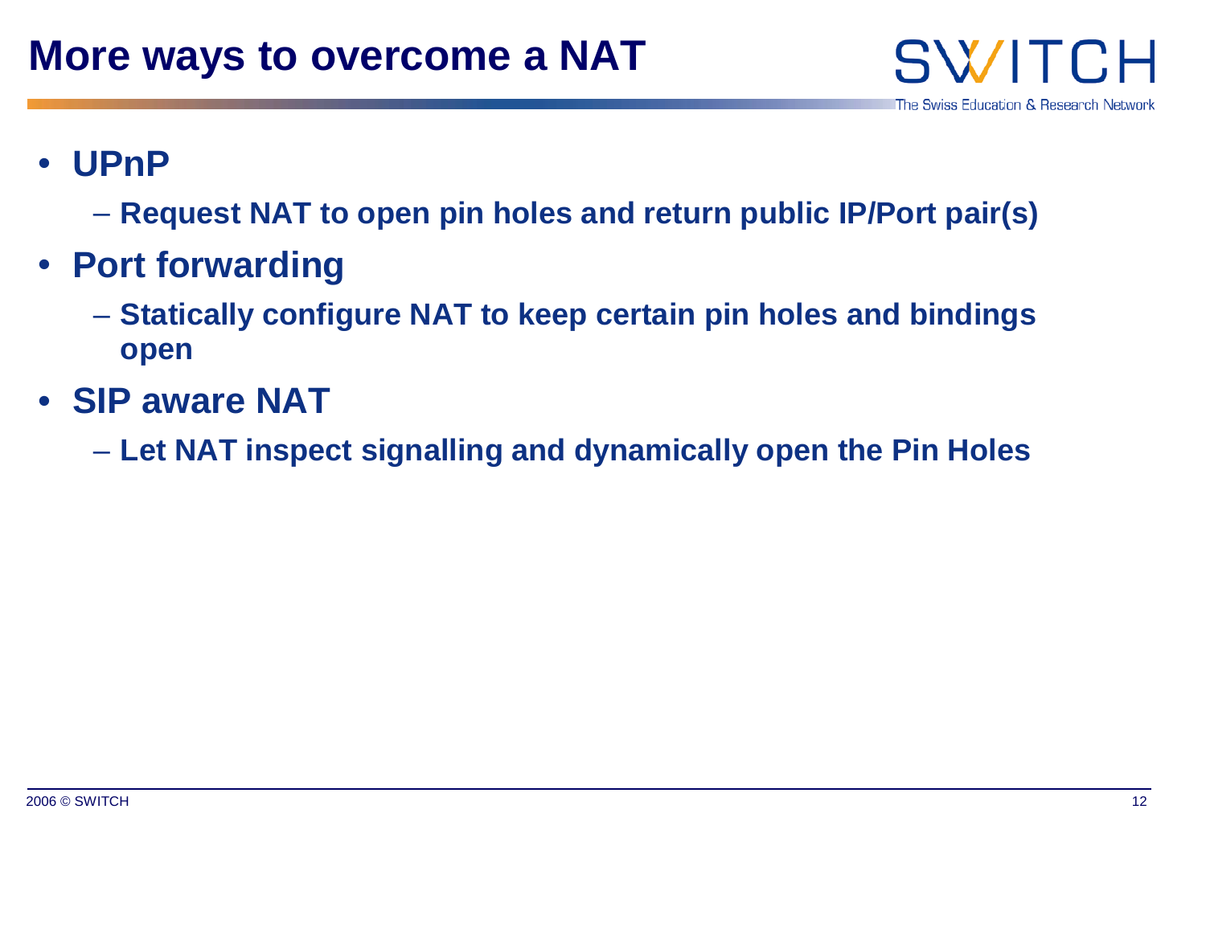# More ways to overcome a NAT

- **UPnP**
  - **Request NAT to open pin holes and return public IP/Port pair(s)**
- **Port forwarding**
  - **Statically configure NAT to keep certain pin holes and bindings open**
- **SIP aware NAT**
  - **Let NAT inspect signalling and dynamically open the Pin Holes**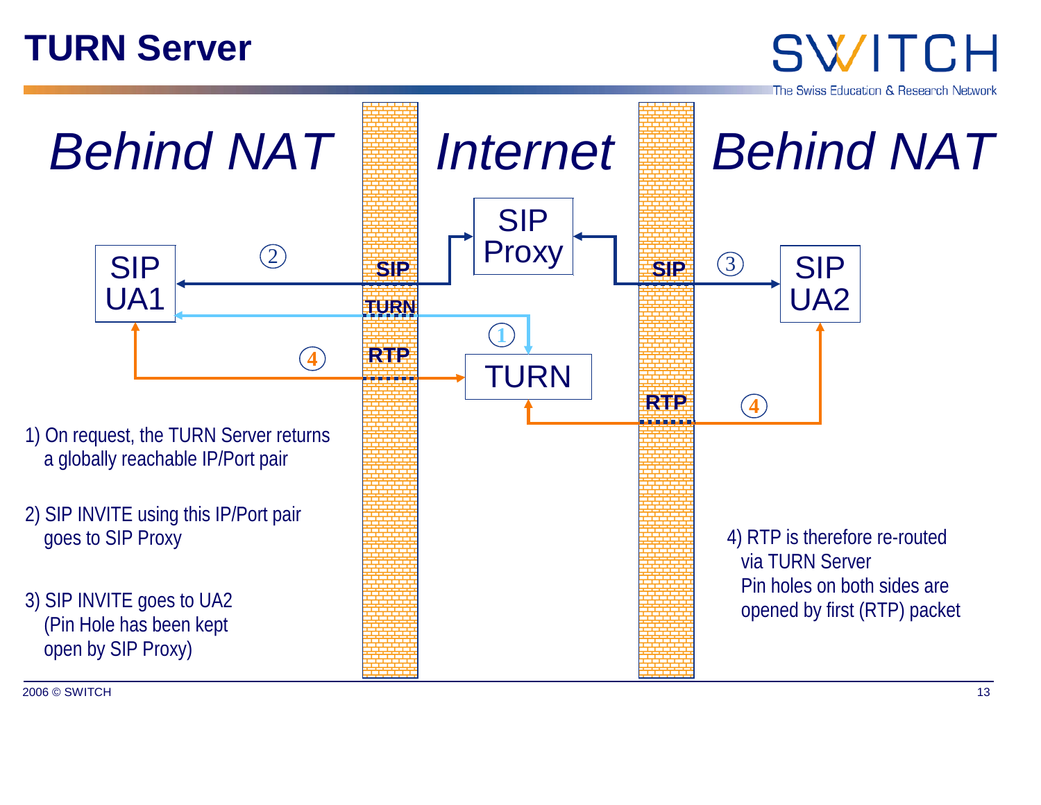# TURN Server

*Behind NAT* | *Internet* | *Behind NAT*

SIP UA1 — SIP — SIP Proxy — SIP — SIP UA2

TURN

RTP — TURN — RTP

1) On request, the TURN Server returns a globally reachable IP/Port pair

2) SIP INVITE using this IP/Port pair goes to SIP Proxy

3) SIP INVITE goes to UA2 (Pin Hole has been kept open by SIP Proxy)

4) RTP is therefore re-routed via TURN Server
Pin holes on both sides are opened by first (RTP) packet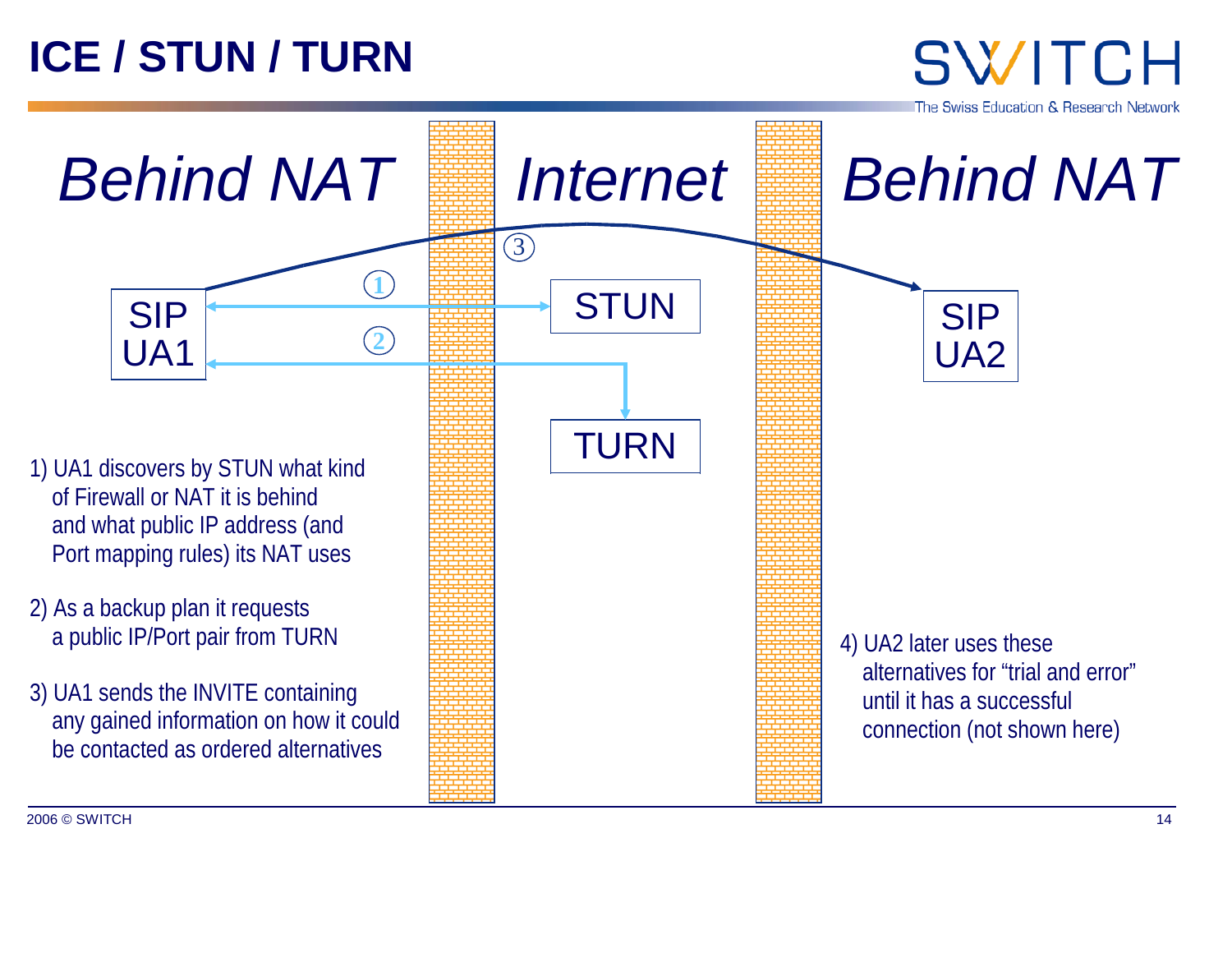# ICE / STUN / TURN

*Behind NAT* | *Internet* | *Behind NAT*

SIP UA1 — STUN — TURN — SIP UA2

1) UA1 discovers by STUN what kind of Firewall or NAT it is behind and what public IP address (and Port mapping rules) its NAT uses

2) As a backup plan it requests a public IP/Port pair from TURN

3) UA1 sends the INVITE containing any gained information on how it could be contacted as ordered alternatives

4) UA2 later uses these alternatives for "trial and error" until it has a successful connection (not shown here)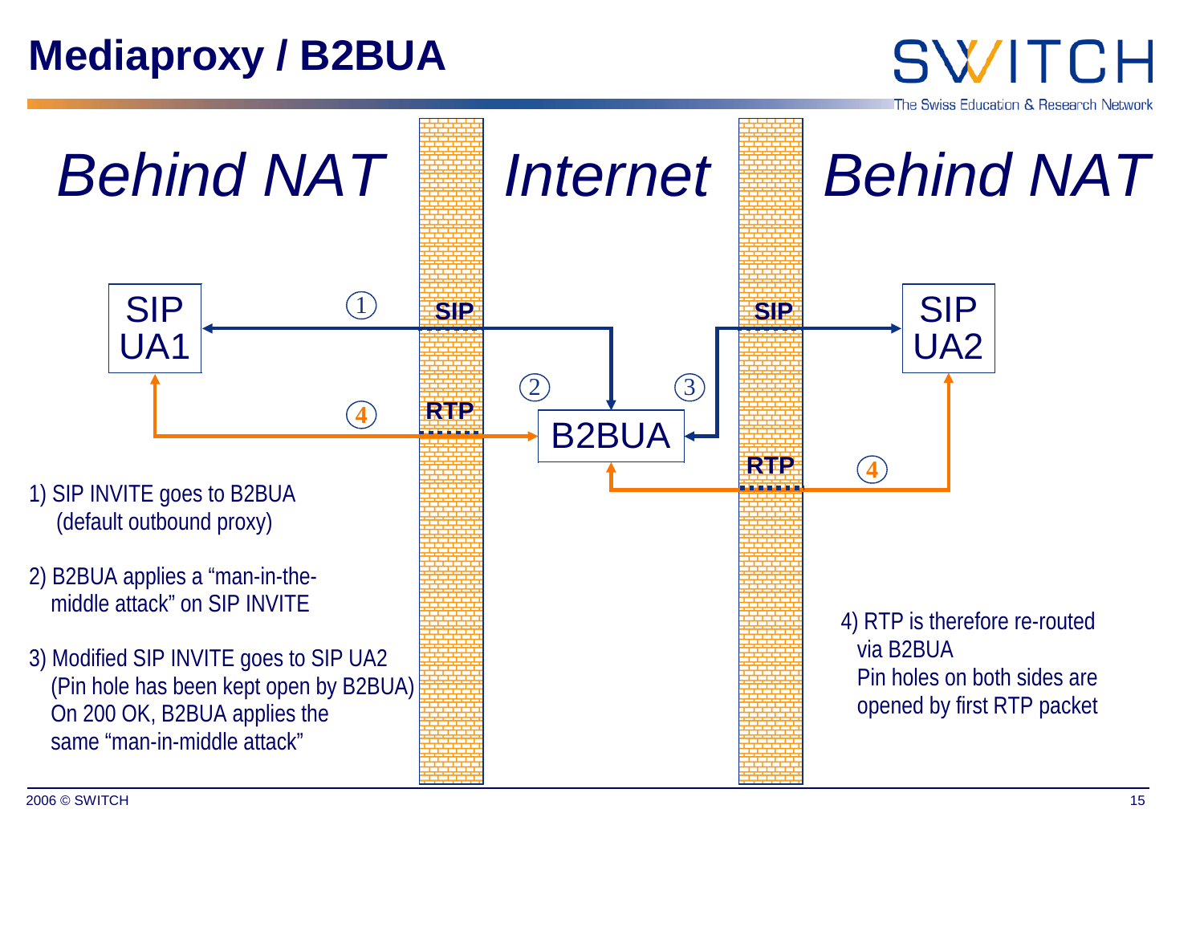# Mediaproxy / B2BUA

*Behind NAT* | *Internet* | *Behind NAT*

SIP UA1 — SIP — B2BUA — SIP — SIP UA2

RTP

1) SIP INVITE goes to B2BUA
   (default outbound proxy)

2) B2BUA applies a "man-in-the-middle attack" on SIP INVITE

3) Modified SIP INVITE goes to SIP UA2
   (Pin hole has been kept open by B2BUA)
   On 200 OK, B2BUA applies the same "man-in-middle attack"

4) RTP is therefore re-routed via B2BUA
   Pin holes on both sides are opened by first RTP packet

2006 © SWITCH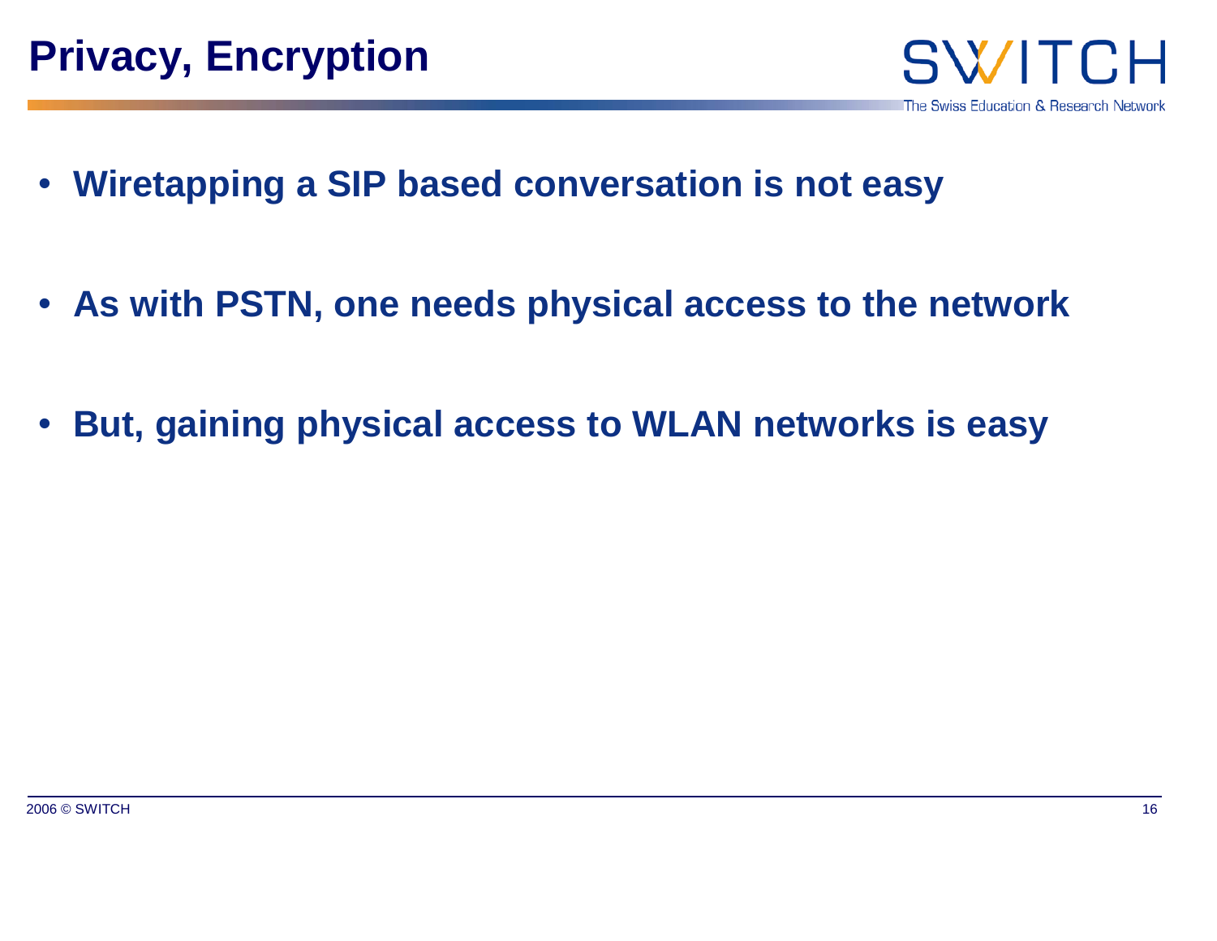# Privacy, Encryption

- **Wiretapping a SIP based conversation is not easy**
- **As with PSTN, one needs physical access to the network**
- **But, gaining physical access to WLAN networks is easy**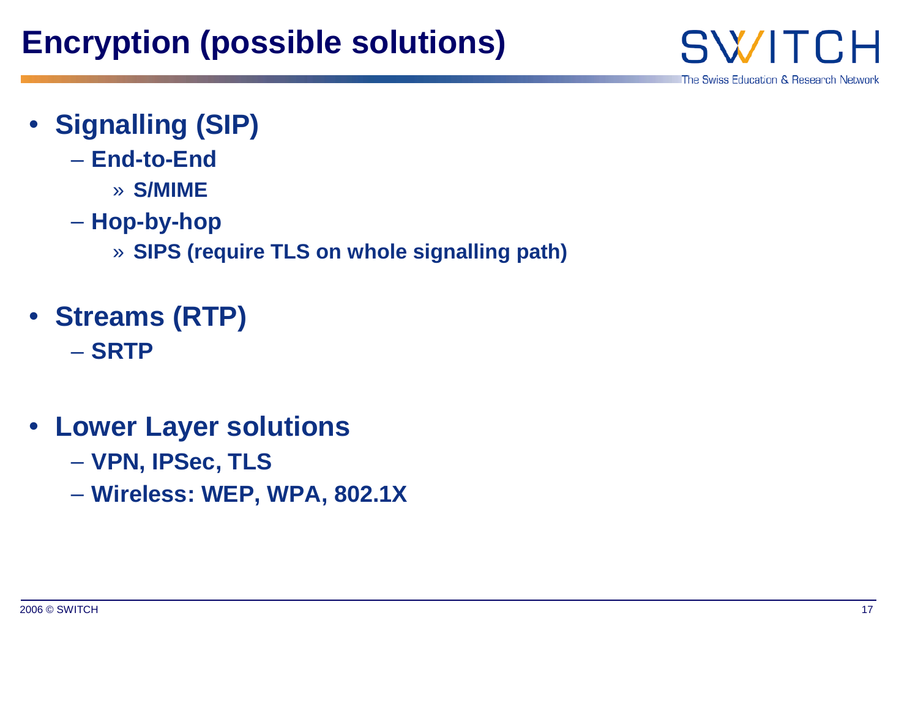# Encryption (possible solutions)

- **Signalling (SIP)**
  - **End-to-End**
    - **S/MIME**
  - **Hop-by-hop**
    - **SIPS (require TLS on whole signalling path)**
- **Streams (RTP)**
  - **SRTP**
- **Lower Layer solutions**
  - **VPN, IPSec, TLS**
  - **Wireless: WEP, WPA, 802.1X**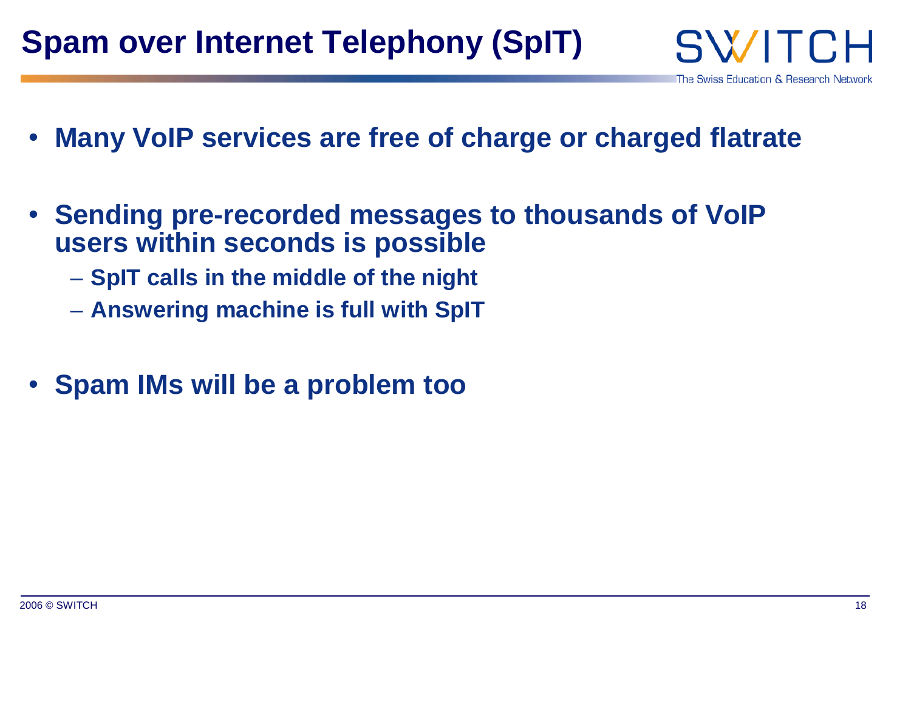# Spam over Internet Telephony (SpIT)

- **Many VoIP services are free of charge or charged flatrate**
- **Sending pre-recorded messages to thousands of VoIP users within seconds is possible**
  - **SpIT calls in the middle of the night**
  - **Answering machine is full with SpIT**
- **Spam IMs will be a problem too**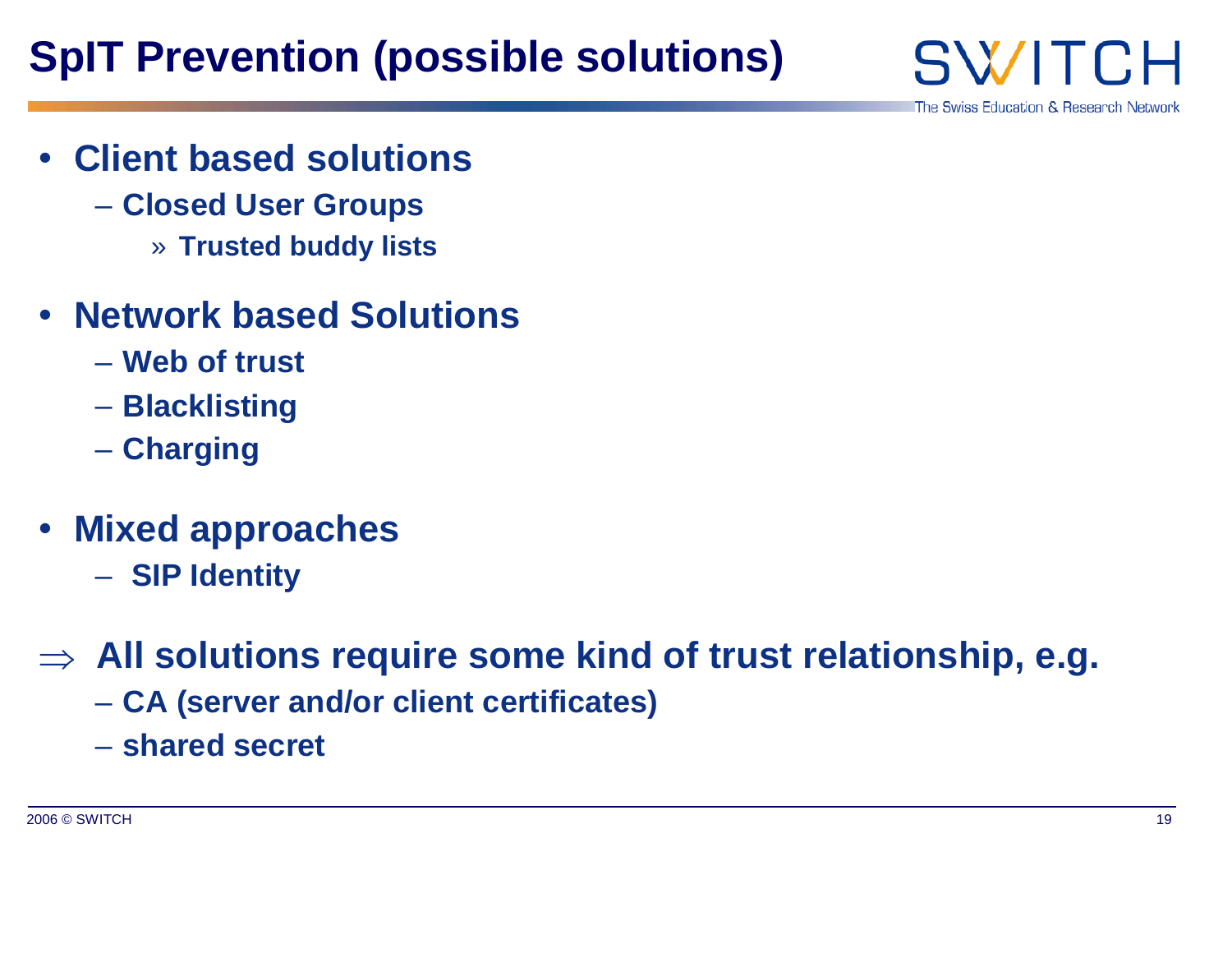# SpIT Prevention (possible solutions)

- **Client based solutions**
  - **Closed User Groups**
    - » **Trusted buddy lists**
- **Network based Solutions**
  - **Web of trust**
  - **Blacklisting**
  - **Charging**
- **Mixed approaches**
  - **SIP Identity**

$\Rightarrow$ **All solutions require some kind of trust relationship, e.g.**

- **CA (server and/or client certificates)**
- **shared secret**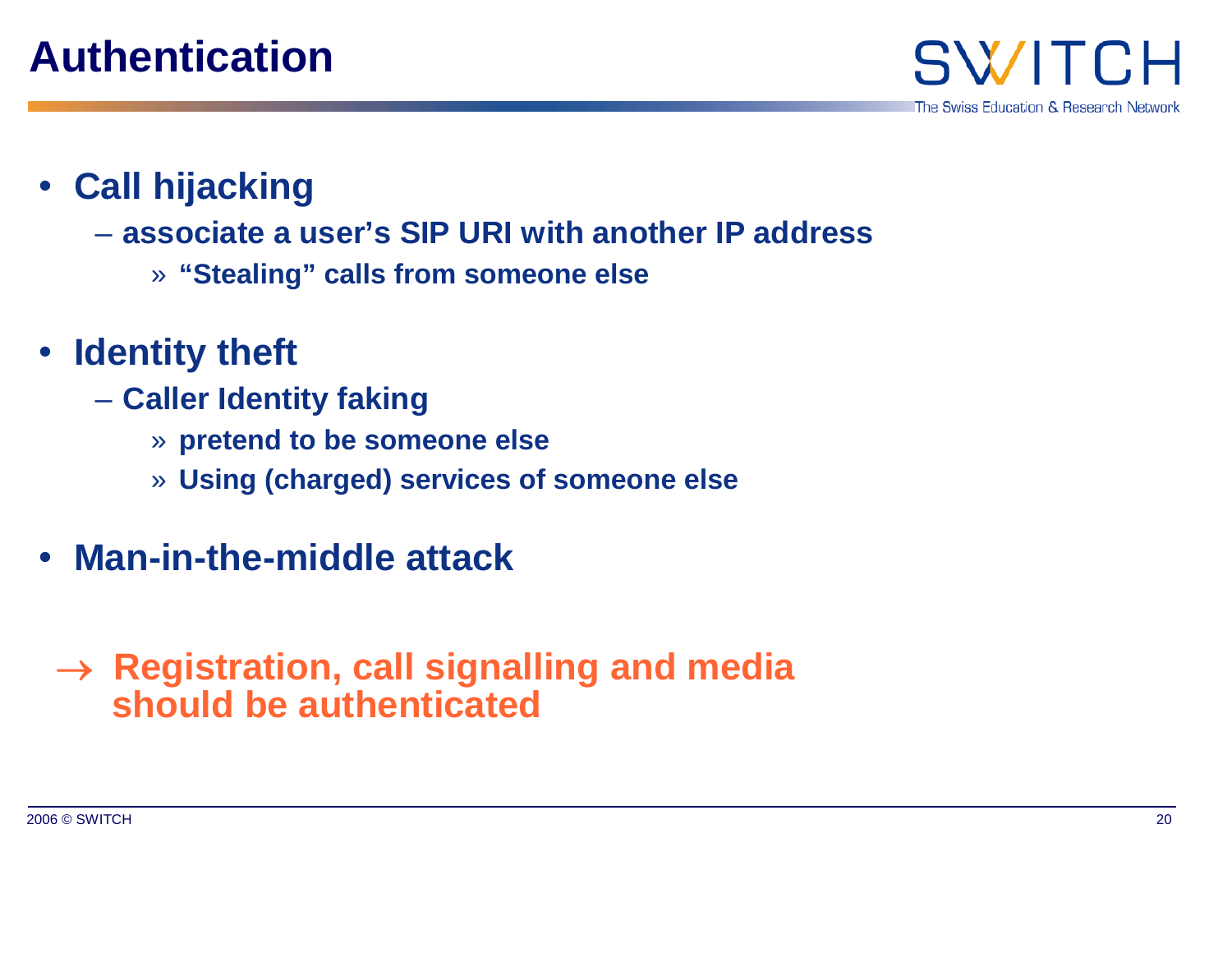# Authentication

- **Call hijacking**
  - **associate a user's SIP URI with another IP address**
    - **"Stealing" calls from someone else**
- **Identity theft**
  - **Caller Identity faking**
    - **pretend to be someone else**
    - **Using (charged) services of someone else**
- **Man-in-the-middle attack**

**→ Registration, call signalling and media should be authenticated**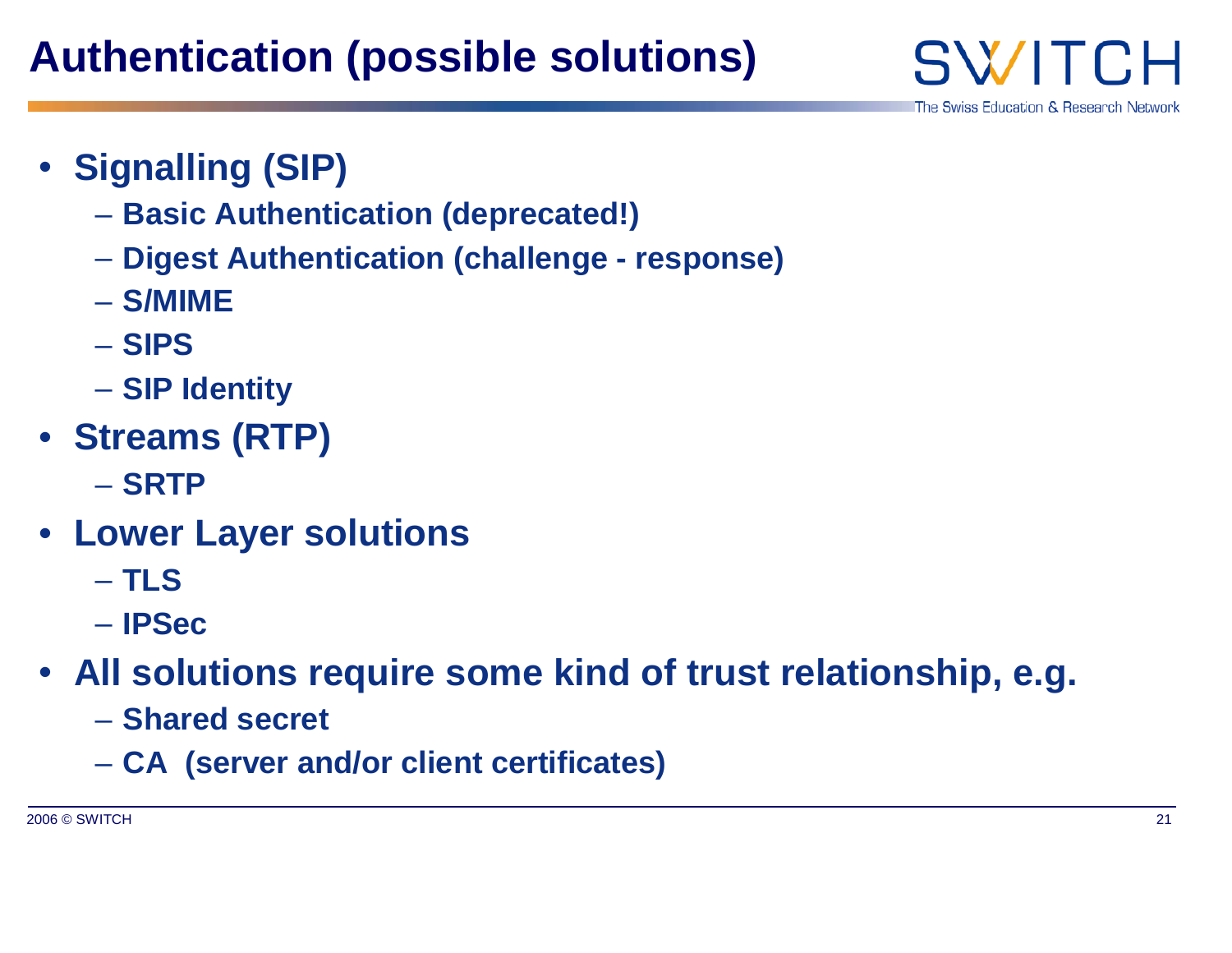# Authentication (possible solutions)

- **Signalling (SIP)**
  - **Basic Authentication (deprecated!)**
  - **Digest Authentication (challenge - response)**
  - **S/MIME**
  - **SIPS**
  - **SIP Identity**
- **Streams (RTP)**
  - **SRTP**
- **Lower Layer solutions**
  - **TLS**
  - **IPSec**
- **All solutions require some kind of trust relationship, e.g.**
  - **Shared secret**
  - **CA (server and/or client certificates)**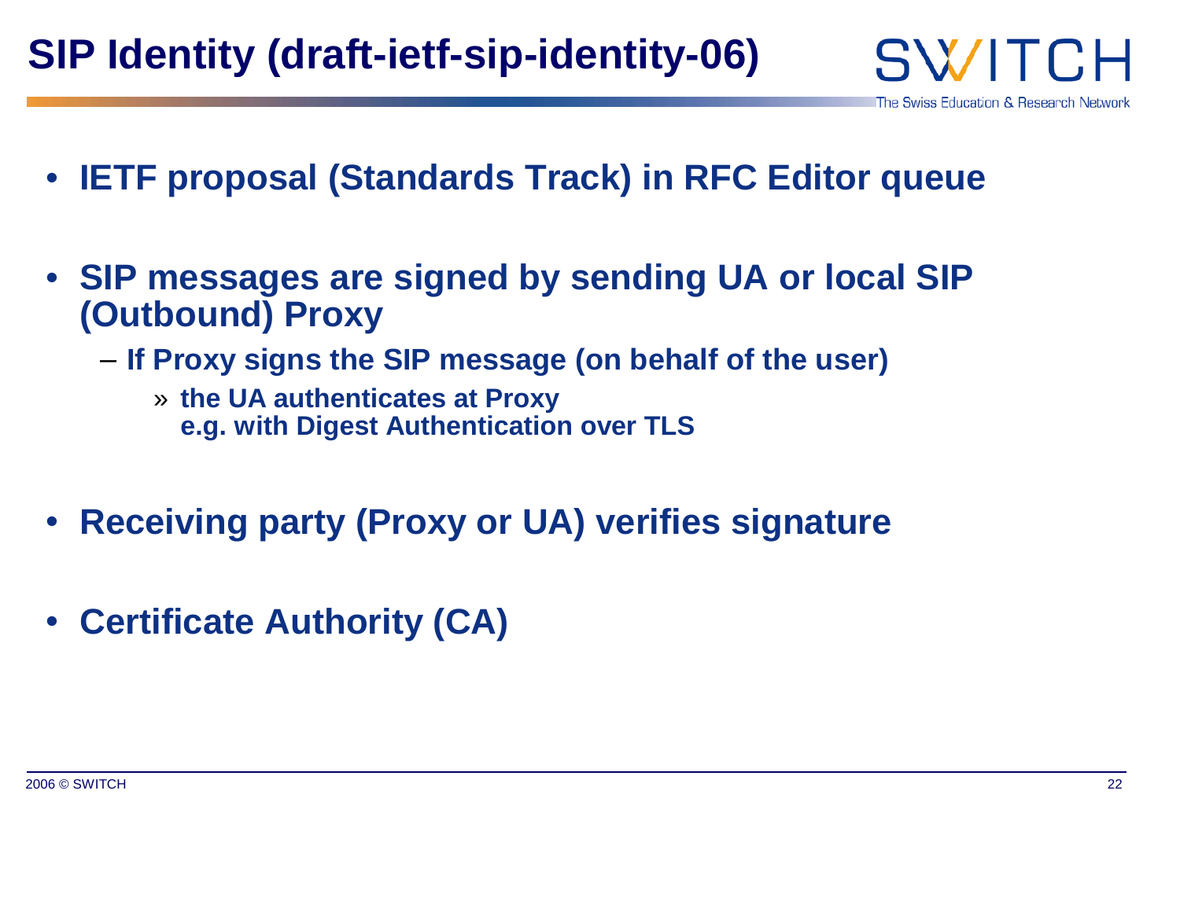# SIP Identity (draft-ietf-sip-identity-06)

- **IETF proposal (Standards Track) in RFC Editor queue**
- **SIP messages are signed by sending UA or local SIP (Outbound) Proxy**
  - **If Proxy signs the SIP message (on behalf of the user)**
    - » **the UA authenticates at Proxy**
      **e.g. with Digest Authentication over TLS**
- **Receiving party (Proxy or UA) verifies signature**
- **Certificate Authority (CA)**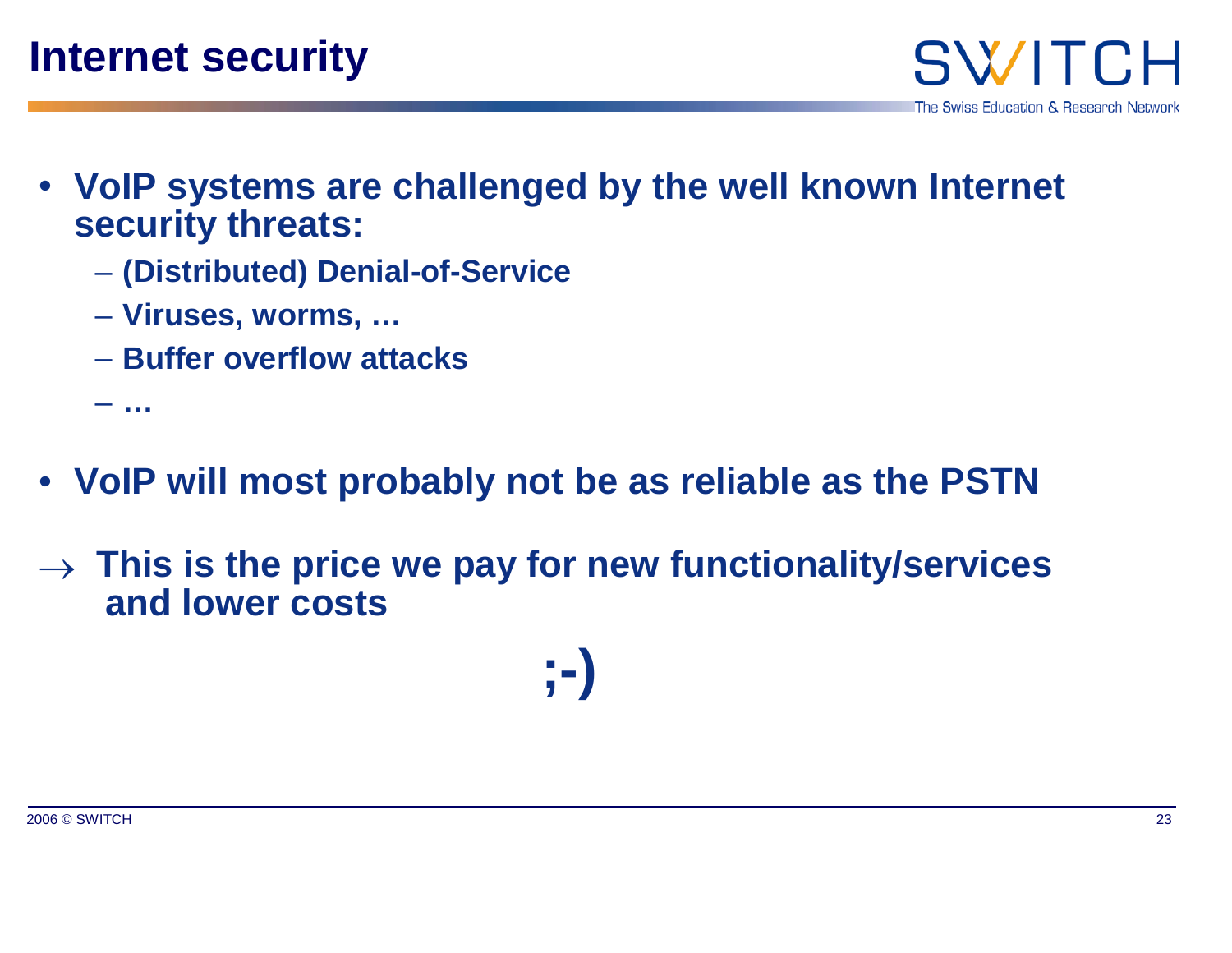# Internet security

- **VoIP systems are challenged by the well known Internet security threats:**
  - **(Distributed) Denial-of-Service**
  - **Viruses, worms, …**
  - **Buffer overflow attacks**
  - **…**
- **VoIP will most probably not be as reliable as the PSTN**

→ **This is the price we pay for new functionality/services and lower costs**

**;-)**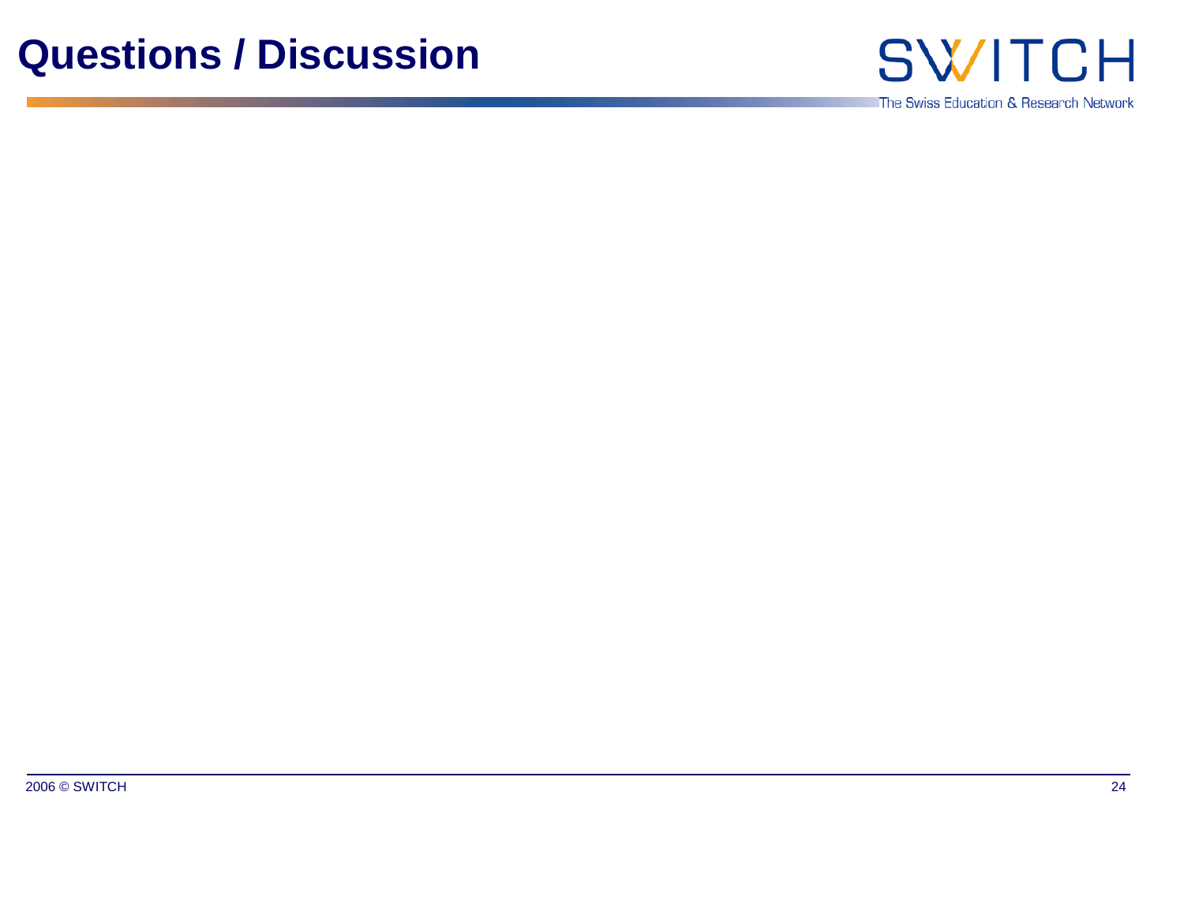# Questions / Discussion